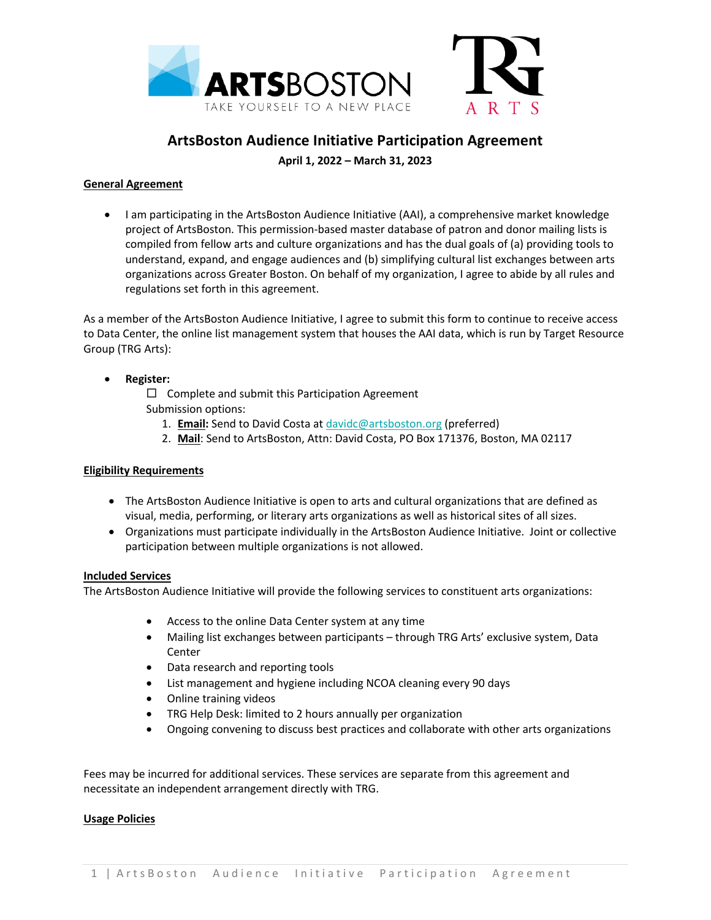# ArtsBoston Audience Initiative Participation Agreement

**April 1, 2022 – March 31, 2023**

**General Agreement**

- I am participating in the ArtsBoston Audience Initiative (AAI), a comprehensive market knowledge project of ArtsBoston. This permission-based master database of patron and donor mailing lists is compiled from fellow arts and culture organizations and has the dual goals of (a) providing tools to understand, expand, and engage audiences and (b) simplifying cultural list exchanges between arts organizations across Greater Boston. On behalf of my organization, I agree to abide by all rules and regulations set forth in this agreement.

As a member of the ArtsBoston Audience Initiative, I agree to submit this form to continue to receive access to Data Center, the online list management system that houses the AAI data, which is run by Target Resource Group (TRG Arts):

- **Register:**
  - ☐ Complete and submit this Participation Agreement

  Submission options:
  1. **Email:** Send to David Costa at davidc@artsboston.org (preferred)
  2. **Mail**: Send to ArtsBoston, Attn: David Costa, PO Box 171376, Boston, MA 02117

**Eligibility Requirements**

- The ArtsBoston Audience Initiative is open to arts and cultural organizations that are defined as visual, media, performing, or literary arts organizations as well as historical sites of all sizes.
- Organizations must participate individually in the ArtsBoston Audience Initiative. Joint or collective participation between multiple organizations is not allowed.

**Included Services**

The ArtsBoston Audience Initiative will provide the following services to constituent arts organizations:

- Access to the online Data Center system at any time
- Mailing list exchanges between participants – through TRG Arts' exclusive system, Data Center
- Data research and reporting tools
- List management and hygiene including NCOA cleaning every 90 days
- Online training videos
- TRG Help Desk: limited to 2 hours annually per organization
- Ongoing convening to discuss best practices and collaborate with other arts organizations

Fees may be incurred for additional services. These services are separate from this agreement and necessitate an independent arrangement directly with TRG.

**Usage Policies**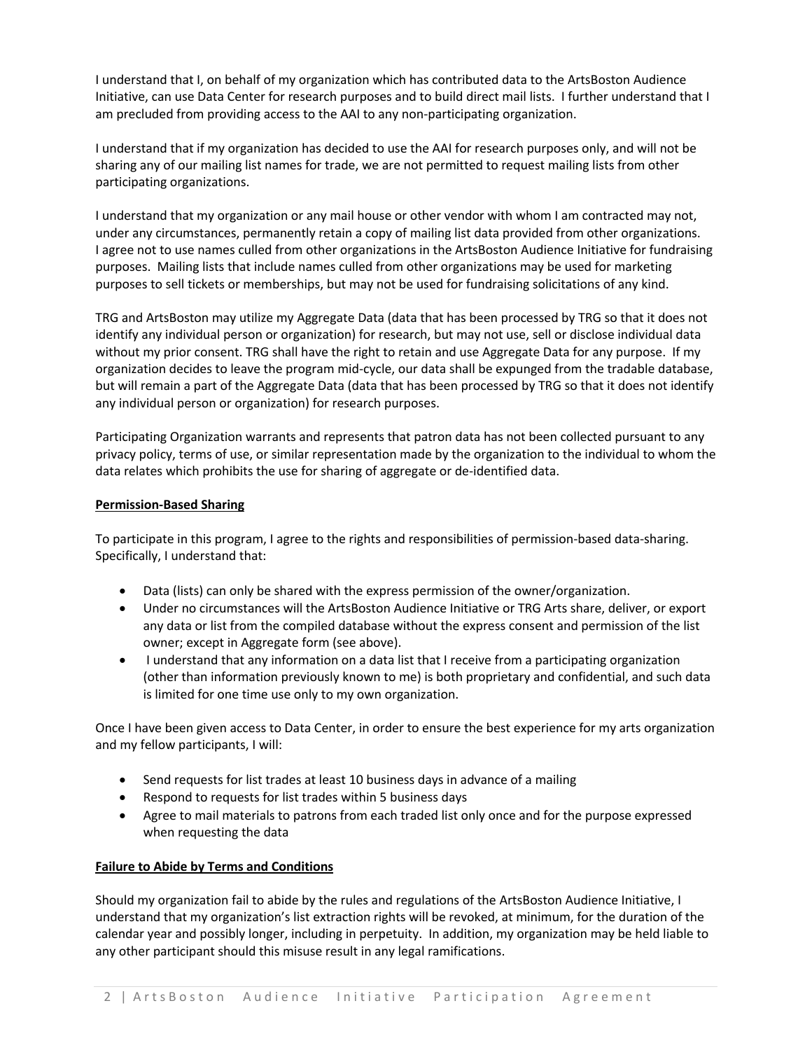I understand that I, on behalf of my organization which has contributed data to the ArtsBoston Audience Initiative, can use Data Center for research purposes and to build direct mail lists. I further understand that I am precluded from providing access to the AAI to any non-participating organization.

I understand that if my organization has decided to use the AAI for research purposes only, and will not be sharing any of our mailing list names for trade, we are not permitted to request mailing lists from other participating organizations.

I understand that my organization or any mail house or other vendor with whom I am contracted may not, under any circumstances, permanently retain a copy of mailing list data provided from other organizations. I agree not to use names culled from other organizations in the ArtsBoston Audience Initiative for fundraising purposes. Mailing lists that include names culled from other organizations may be used for marketing purposes to sell tickets or memberships, but may not be used for fundraising solicitations of any kind.

TRG and ArtsBoston may utilize my Aggregate Data (data that has been processed by TRG so that it does not identify any individual person or organization) for research, but may not use, sell or disclose individual data without my prior consent. TRG shall have the right to retain and use Aggregate Data for any purpose. If my organization decides to leave the program mid-cycle, our data shall be expunged from the tradable database, but will remain a part of the Aggregate Data (data that has been processed by TRG so that it does not identify any individual person or organization) for research purposes.

Participating Organization warrants and represents that patron data has not been collected pursuant to any privacy policy, terms of use, or similar representation made by the organization to the individual to whom the data relates which prohibits the use for sharing of aggregate or de-identified data.

## Permission-Based Sharing

To participate in this program, I agree to the rights and responsibilities of permission-based data-sharing. Specifically, I understand that:

- Data (lists) can only be shared with the express permission of the owner/organization.
- Under no circumstances will the ArtsBoston Audience Initiative or TRG Arts share, deliver, or export any data or list from the compiled database without the express consent and permission of the list owner; except in Aggregate form (see above).
- I understand that any information on a data list that I receive from a participating organization (other than information previously known to me) is both proprietary and confidential, and such data is limited for one time use only to my own organization.

Once I have been given access to Data Center, in order to ensure the best experience for my arts organization and my fellow participants, I will:

- Send requests for list trades at least 10 business days in advance of a mailing
- Respond to requests for list trades within 5 business days
- Agree to mail materials to patrons from each traded list only once and for the purpose expressed when requesting the data

## Failure to Abide by Terms and Conditions

Should my organization fail to abide by the rules and regulations of the ArtsBoston Audience Initiative, I understand that my organization's list extraction rights will be revoked, at minimum, for the duration of the calendar year and possibly longer, including in perpetuity. In addition, my organization may be held liable to any other participant should this misuse result in any legal ramifications.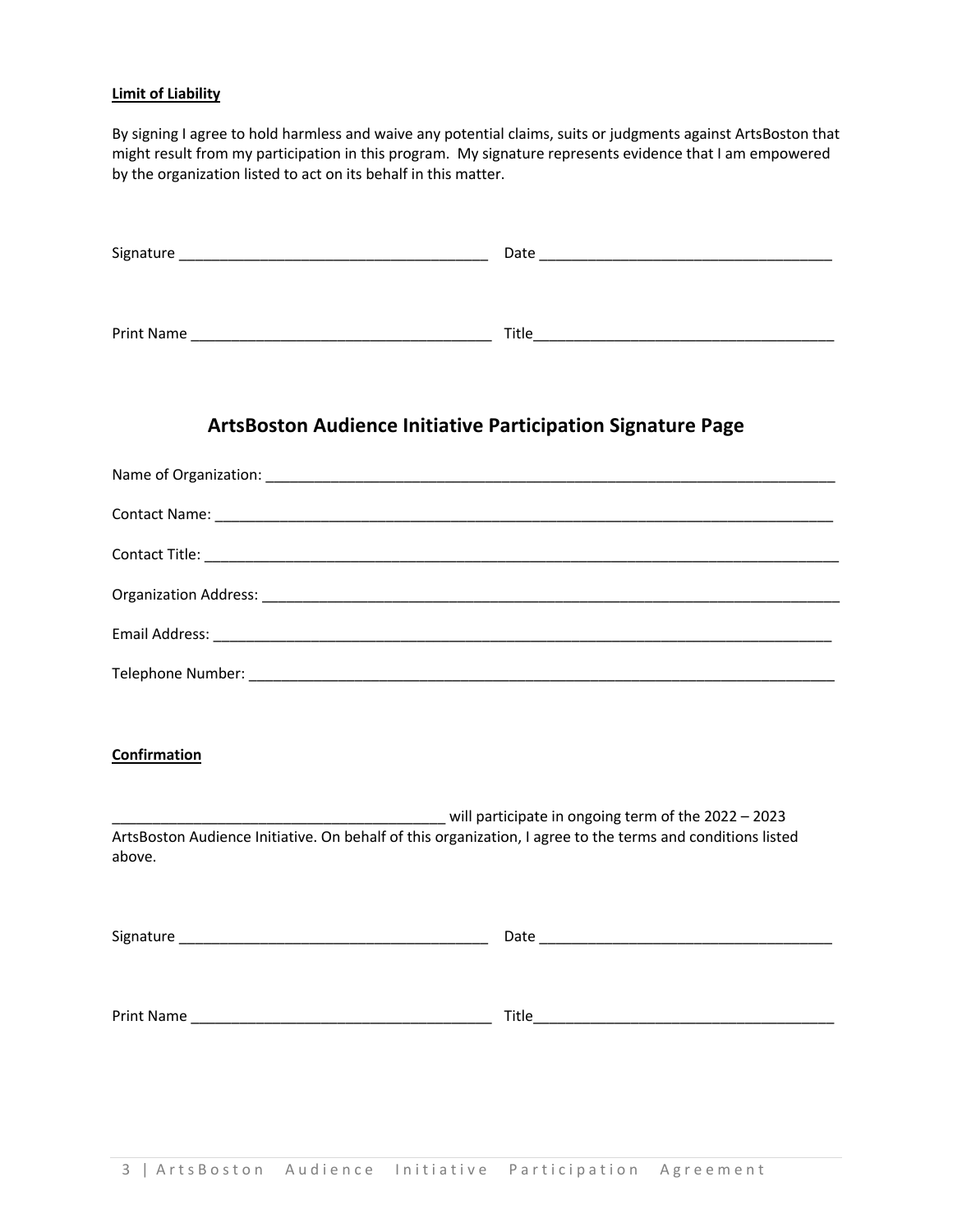**Limit of Liability**

By signing I agree to hold harmless and waive any potential claims, suits or judgments against ArtsBoston that might result from my participation in this program. My signature represents evidence that I am empowered by the organization listed to act on its behalf in this matter.

Signature ______________________________________ Date ____________________________________

Print Name _____________________________________ Title_____________________________________

## ArtsBoston Audience Initiative Participation Signature Page

Name of Organization: _________________________________________________________________________

Contact Name: ________________________________________________________________________________

Contact Title: _________________________________________________________________________________

Organization Address: __________________________________________________________________________

Email Address: ________________________________________________________________________________

Telephone Number: ____________________________________________________________________________

**Confirmation**

__________________________________________ will participate in ongoing term of the 2022 – 2023 ArtsBoston Audience Initiative. On behalf of this organization, I agree to the terms and conditions listed above.

Signature ______________________________________ Date ____________________________________

Print Name _____________________________________ Title_____________________________________